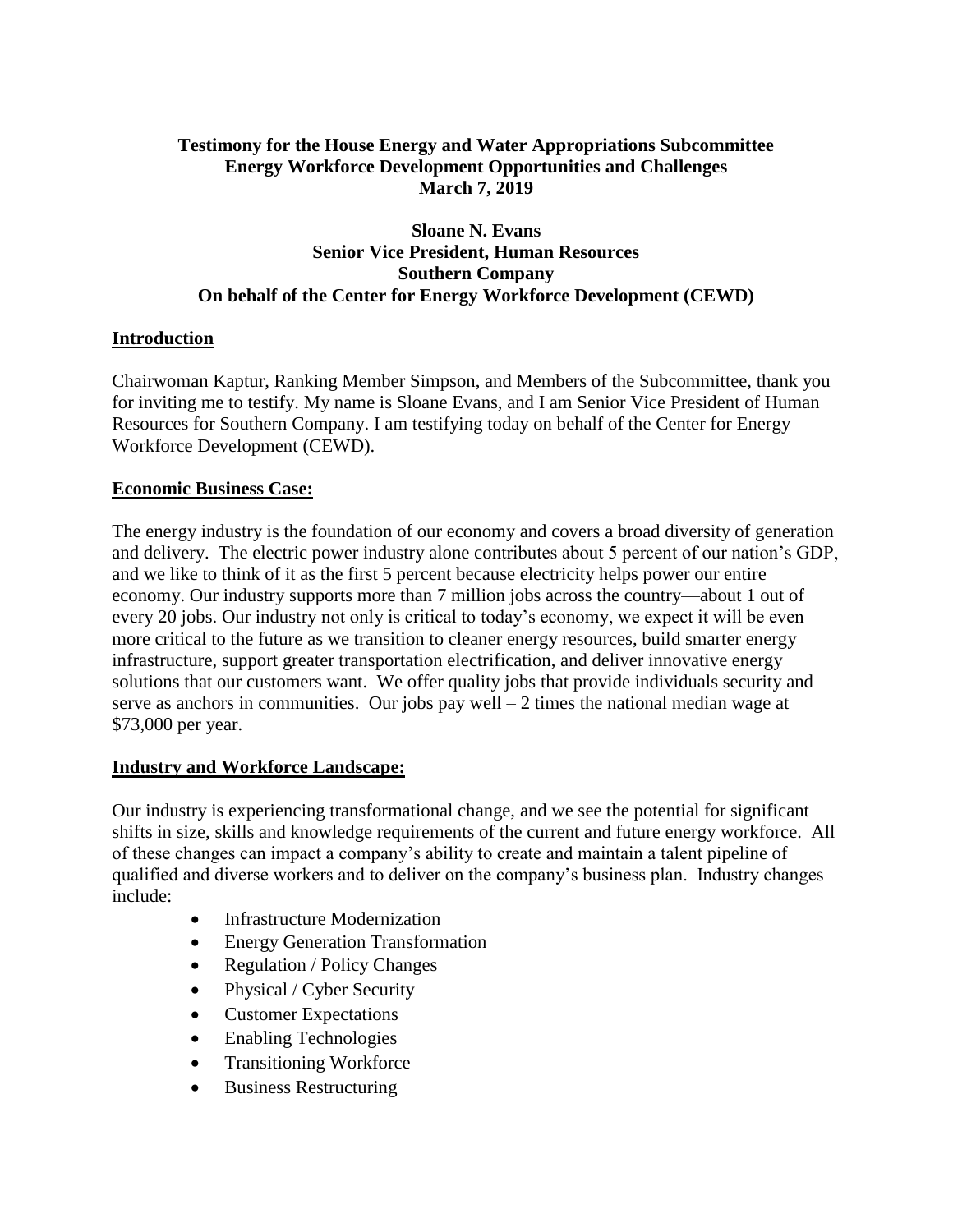**Testimony for the House Energy and Water Appropriations Subcommittee**
**Energy Workforce Development Opportunities and Challenges**
**March 7, 2019**

**Sloane N. Evans**
**Senior Vice President, Human Resources**
**Southern Company**
**On behalf of the Center for Energy Workforce Development (CEWD)**

## Introduction

Chairwoman Kaptur, Ranking Member Simpson, and Members of the Subcommittee, thank you for inviting me to testify. My name is Sloane Evans, and I am Senior Vice President of Human Resources for Southern Company. I am testifying today on behalf of the Center for Energy Workforce Development (CEWD).

## Economic Business Case:

The energy industry is the foundation of our economy and covers a broad diversity of generation and delivery. The electric power industry alone contributes about 5 percent of our nation's GDP, and we like to think of it as the first 5 percent because electricity helps power our entire economy. Our industry supports more than 7 million jobs across the country—about 1 out of every 20 jobs. Our industry not only is critical to today's economy, we expect it will be even more critical to the future as we transition to cleaner energy resources, build smarter energy infrastructure, support greater transportation electrification, and deliver innovative energy solutions that our customers want. We offer quality jobs that provide individuals security and serve as anchors in communities. Our jobs pay well – 2 times the national median wage at $73,000 per year.

## Industry and Workforce Landscape:

Our industry is experiencing transformational change, and we see the potential for significant shifts in size, skills and knowledge requirements of the current and future energy workforce. All of these changes can impact a company's ability to create and maintain a talent pipeline of qualified and diverse workers and to deliver on the company's business plan. Industry changes include:

- Infrastructure Modernization
- Energy Generation Transformation
- Regulation / Policy Changes
- Physical / Cyber Security
- Customer Expectations
- Enabling Technologies
- Transitioning Workforce
- Business Restructuring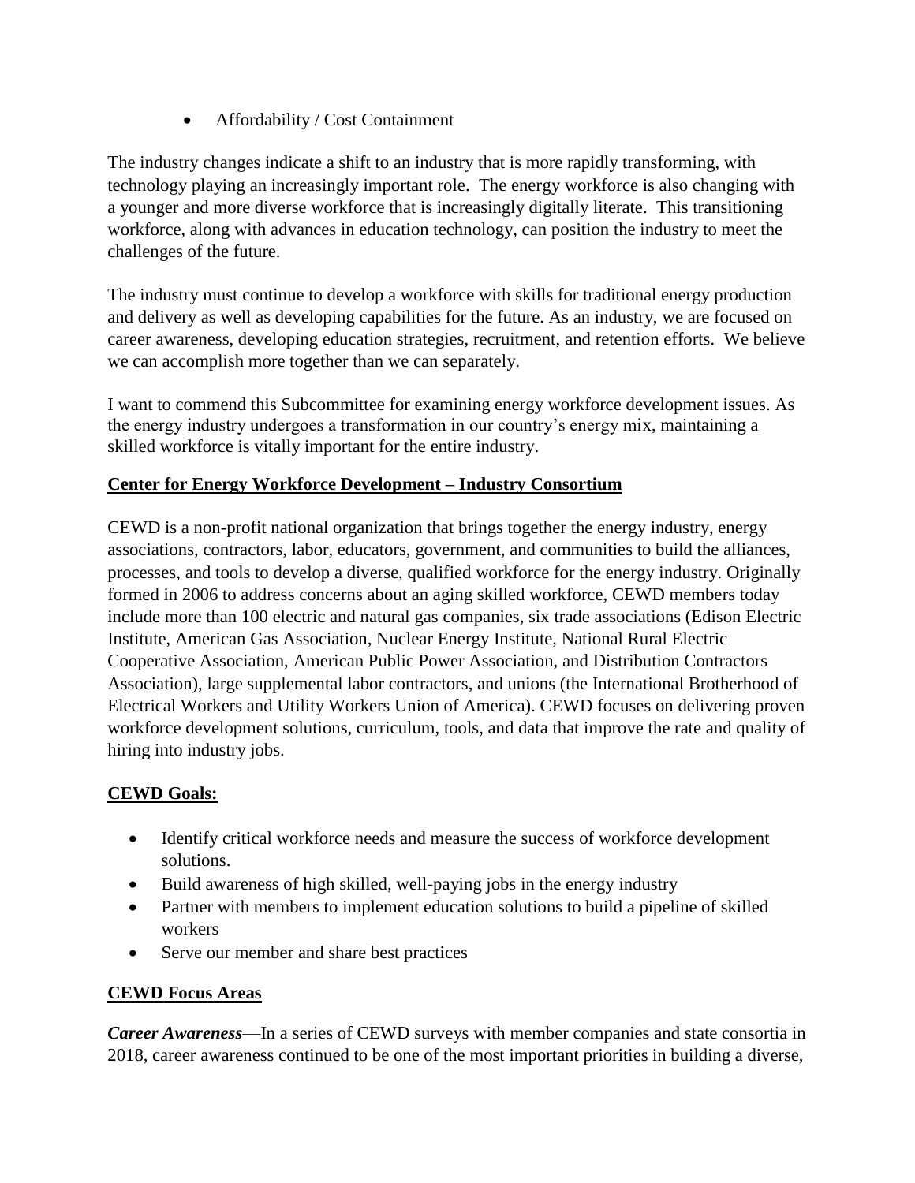- Affordability / Cost Containment

The industry changes indicate a shift to an industry that is more rapidly transforming, with technology playing an increasingly important role. The energy workforce is also changing with a younger and more diverse workforce that is increasingly digitally literate. This transitioning workforce, along with advances in education technology, can position the industry to meet the challenges of the future.

The industry must continue to develop a workforce with skills for traditional energy production and delivery as well as developing capabilities for the future. As an industry, we are focused on career awareness, developing education strategies, recruitment, and retention efforts. We believe we can accomplish more together than we can separately.

I want to commend this Subcommittee for examining energy workforce development issues. As the energy industry undergoes a transformation in our country's energy mix, maintaining a skilled workforce is vitally important for the entire industry.

**Center for Energy Workforce Development – Industry Consortium**

CEWD is a non-profit national organization that brings together the energy industry, energy associations, contractors, labor, educators, government, and communities to build the alliances, processes, and tools to develop a diverse, qualified workforce for the energy industry. Originally formed in 2006 to address concerns about an aging skilled workforce, CEWD members today include more than 100 electric and natural gas companies, six trade associations (Edison Electric Institute, American Gas Association, Nuclear Energy Institute, National Rural Electric Cooperative Association, American Public Power Association, and Distribution Contractors Association), large supplemental labor contractors, and unions (the International Brotherhood of Electrical Workers and Utility Workers Union of America). CEWD focuses on delivering proven workforce development solutions, curriculum, tools, and data that improve the rate and quality of hiring into industry jobs.

**CEWD Goals:**

- Identify critical workforce needs and measure the success of workforce development solutions.
- Build awareness of high skilled, well-paying jobs in the energy industry
- Partner with members to implement education solutions to build a pipeline of skilled workers
- Serve our member and share best practices

**CEWD Focus Areas**

***Career Awareness***—In a series of CEWD surveys with member companies and state consortia in 2018, career awareness continued to be one of the most important priorities in building a diverse,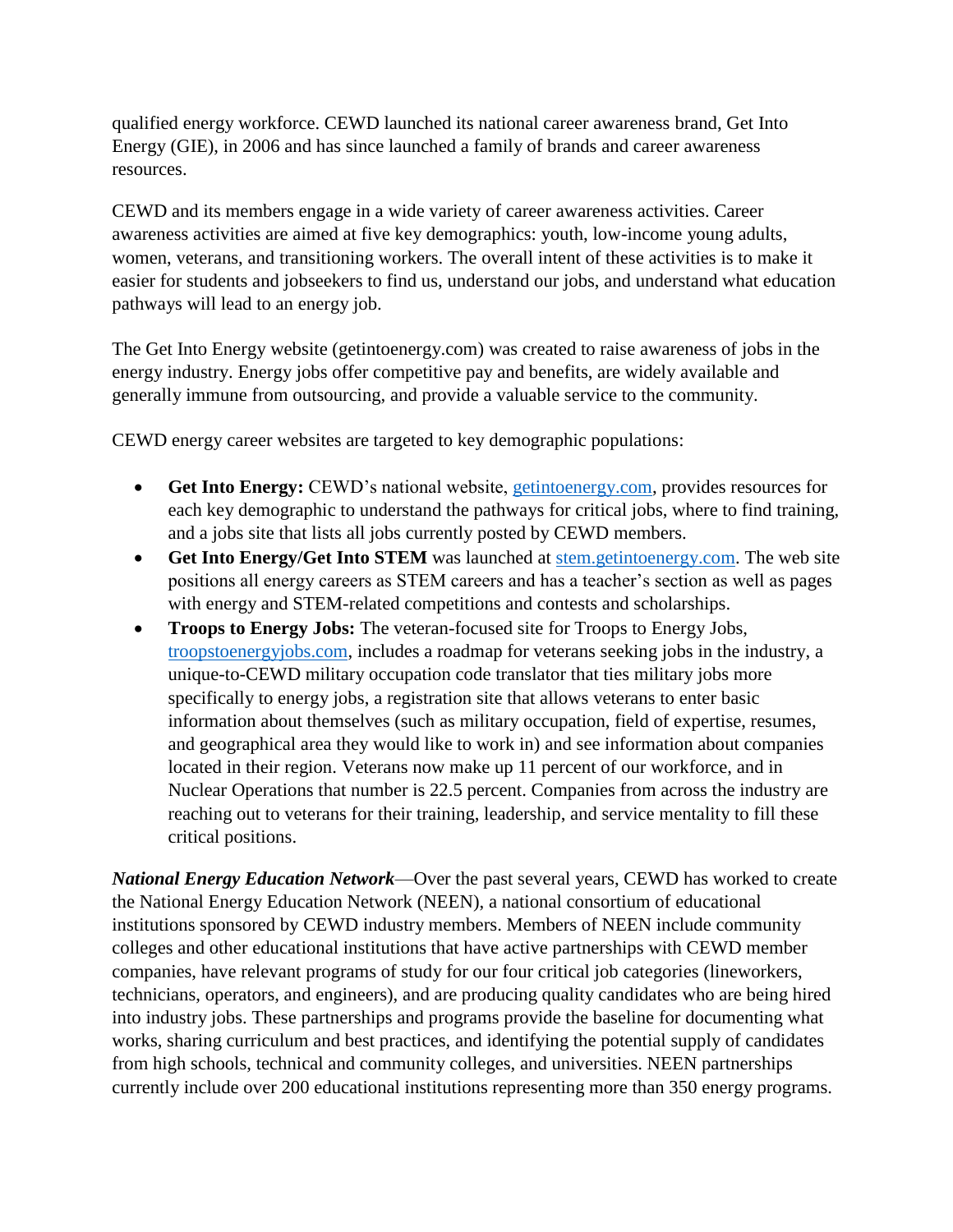qualified energy workforce. CEWD launched its national career awareness brand, Get Into Energy (GIE), in 2006 and has since launched a family of brands and career awareness resources.

CEWD and its members engage in a wide variety of career awareness activities. Career awareness activities are aimed at five key demographics: youth, low-income young adults, women, veterans, and transitioning workers. The overall intent of these activities is to make it easier for students and jobseekers to find us, understand our jobs, and understand what education pathways will lead to an energy job.

The Get Into Energy website (getintoenergy.com) was created to raise awareness of jobs in the energy industry. Energy jobs offer competitive pay and benefits, are widely available and generally immune from outsourcing, and provide a valuable service to the community.

CEWD energy career websites are targeted to key demographic populations:

- **Get Into Energy:** CEWD's national website, [getintoenergy.com](getintoenergy.com), provides resources for each key demographic to understand the pathways for critical jobs, where to find training, and a jobs site that lists all jobs currently posted by CEWD members.
- **Get Into Energy/Get Into STEM** was launched at [stem.getintoenergy.com](stem.getintoenergy.com). The web site positions all energy careers as STEM careers and has a teacher's section as well as pages with energy and STEM-related competitions and contests and scholarships.
- **Troops to Energy Jobs:** The veteran-focused site for Troops to Energy Jobs, [troopstoenergyjobs.com](troopstoenergyjobs.com), includes a roadmap for veterans seeking jobs in the industry, a unique-to-CEWD military occupation code translator that ties military jobs more specifically to energy jobs, a registration site that allows veterans to enter basic information about themselves (such as military occupation, field of expertise, resumes, and geographical area they would like to work in) and see information about companies located in their region. Veterans now make up 11 percent of our workforce, and in Nuclear Operations that number is 22.5 percent. Companies from across the industry are reaching out to veterans for their training, leadership, and service mentality to fill these critical positions.

***National Energy Education Network***—Over the past several years, CEWD has worked to create the National Energy Education Network (NEEN), a national consortium of educational institutions sponsored by CEWD industry members. Members of NEEN include community colleges and other educational institutions that have active partnerships with CEWD member companies, have relevant programs of study for our four critical job categories (lineworkers, technicians, operators, and engineers), and are producing quality candidates who are being hired into industry jobs. These partnerships and programs provide the baseline for documenting what works, sharing curriculum and best practices, and identifying the potential supply of candidates from high schools, technical and community colleges, and universities. NEEN partnerships currently include over 200 educational institutions representing more than 350 energy programs.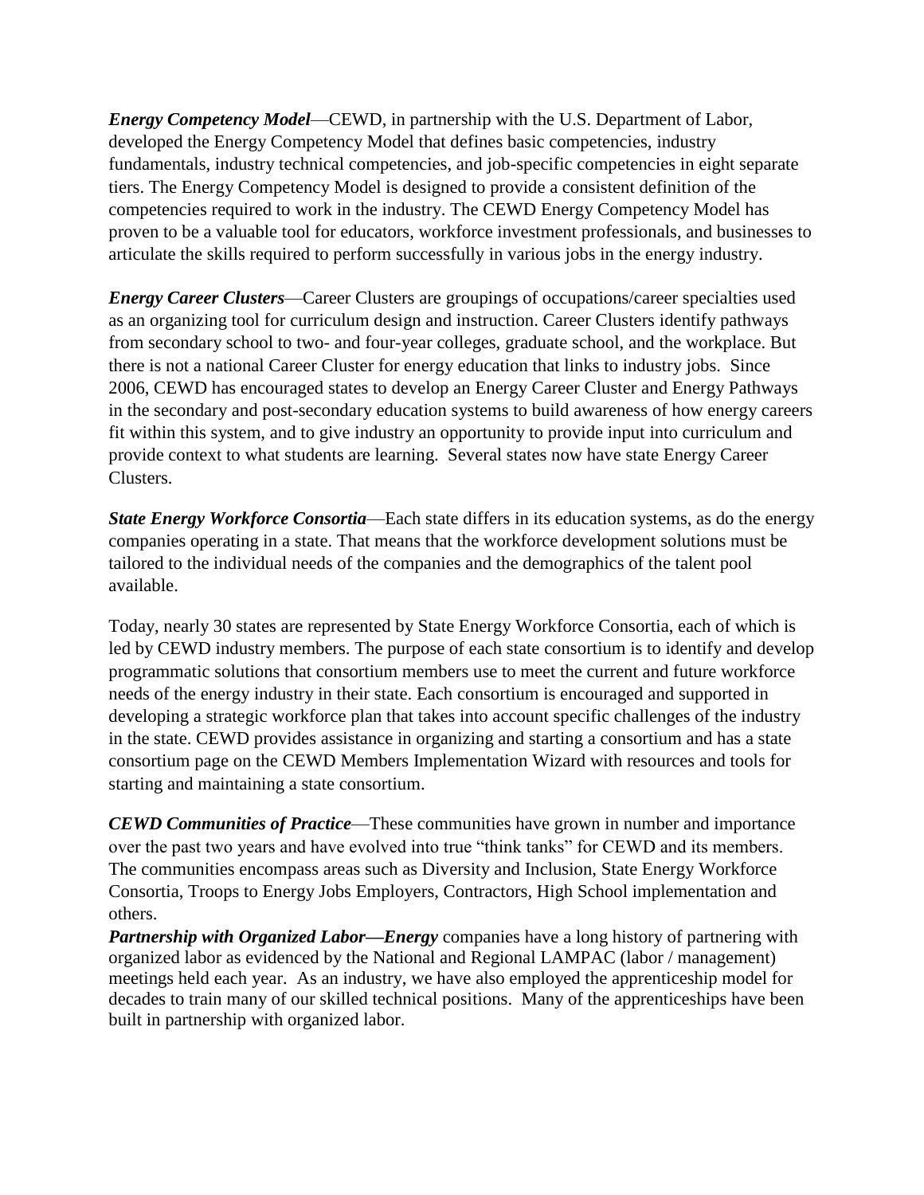***Energy Competency Model***—CEWD, in partnership with the U.S. Department of Labor, developed the Energy Competency Model that defines basic competencies, industry fundamentals, industry technical competencies, and job-specific competencies in eight separate tiers. The Energy Competency Model is designed to provide a consistent definition of the competencies required to work in the industry. The CEWD Energy Competency Model has proven to be a valuable tool for educators, workforce investment professionals, and businesses to articulate the skills required to perform successfully in various jobs in the energy industry.

***Energy Career Clusters***—Career Clusters are groupings of occupations/career specialties used as an organizing tool for curriculum design and instruction. Career Clusters identify pathways from secondary school to two- and four-year colleges, graduate school, and the workplace. But there is not a national Career Cluster for energy education that links to industry jobs. Since 2006, CEWD has encouraged states to develop an Energy Career Cluster and Energy Pathways in the secondary and post-secondary education systems to build awareness of how energy careers fit within this system, and to give industry an opportunity to provide input into curriculum and provide context to what students are learning. Several states now have state Energy Career Clusters.

***State Energy Workforce Consortia***—Each state differs in its education systems, as do the energy companies operating in a state. That means that the workforce development solutions must be tailored to the individual needs of the companies and the demographics of the talent pool available.

Today, nearly 30 states are represented by State Energy Workforce Consortia, each of which is led by CEWD industry members. The purpose of each state consortium is to identify and develop programmatic solutions that consortium members use to meet the current and future workforce needs of the energy industry in their state. Each consortium is encouraged and supported in developing a strategic workforce plan that takes into account specific challenges of the industry in the state. CEWD provides assistance in organizing and starting a consortium and has a state consortium page on the CEWD Members Implementation Wizard with resources and tools for starting and maintaining a state consortium.

***CEWD Communities of Practice***—These communities have grown in number and importance over the past two years and have evolved into true "think tanks" for CEWD and its members. The communities encompass areas such as Diversity and Inclusion, State Energy Workforce Consortia, Troops to Energy Jobs Employers, Contractors, High School implementation and others.

***Partnership with Organized Labor—Energy*** companies have a long history of partnering with organized labor as evidenced by the National and Regional LAMPAC (labor / management) meetings held each year. As an industry, we have also employed the apprenticeship model for decades to train many of our skilled technical positions. Many of the apprenticeships have been built in partnership with organized labor.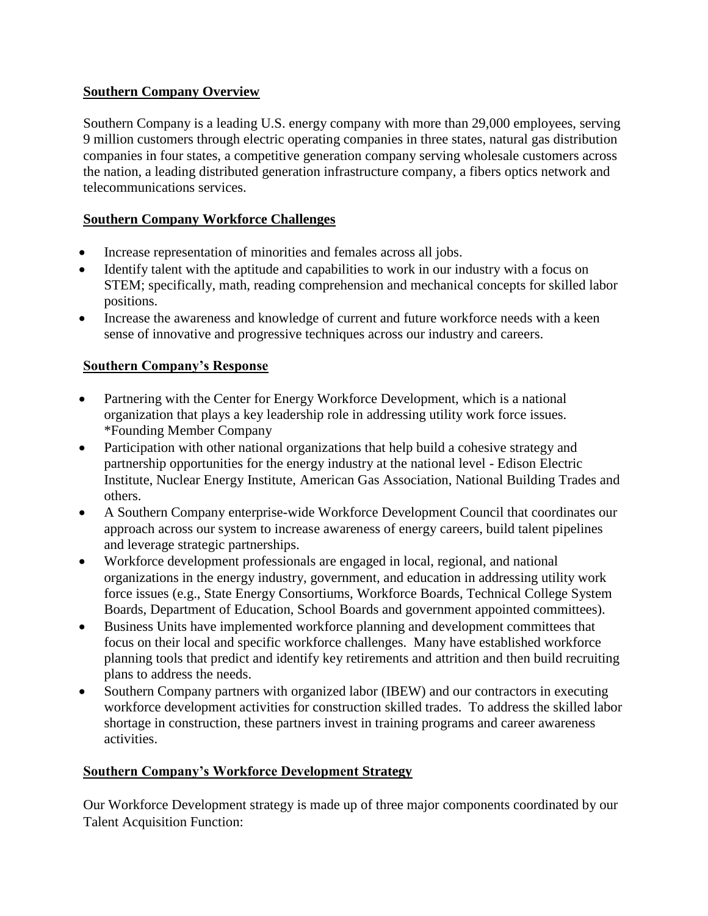**Southern Company Overview**

Southern Company is a leading U.S. energy company with more than 29,000 employees, serving 9 million customers through electric operating companies in three states, natural gas distribution companies in four states, a competitive generation company serving wholesale customers across the nation, a leading distributed generation infrastructure company, a fibers optics network and telecommunications services.

**Southern Company Workforce Challenges**

- Increase representation of minorities and females across all jobs.
- Identify talent with the aptitude and capabilities to work in our industry with a focus on STEM; specifically, math, reading comprehension and mechanical concepts for skilled labor positions.
- Increase the awareness and knowledge of current and future workforce needs with a keen sense of innovative and progressive techniques across our industry and careers.

**Southern Company's Response**

- Partnering with the Center for Energy Workforce Development, which is a national organization that plays a key leadership role in addressing utility work force issues. *Founding Member Company
- Participation with other national organizations that help build a cohesive strategy and partnership opportunities for the energy industry at the national level - Edison Electric Institute, Nuclear Energy Institute, American Gas Association, National Building Trades and others.
- A Southern Company enterprise-wide Workforce Development Council that coordinates our approach across our system to increase awareness of energy careers, build talent pipelines and leverage strategic partnerships.
- Workforce development professionals are engaged in local, regional, and national organizations in the energy industry, government, and education in addressing utility work force issues (e.g., State Energy Consortiums, Workforce Boards, Technical College System Boards, Department of Education, School Boards and government appointed committees).
- Business Units have implemented workforce planning and development committees that focus on their local and specific workforce challenges. Many have established workforce planning tools that predict and identify key retirements and attrition and then build recruiting plans to address the needs.
- Southern Company partners with organized labor (IBEW) and our contractors in executing workforce development activities for construction skilled trades. To address the skilled labor shortage in construction, these partners invest in training programs and career awareness activities.

**Southern Company's Workforce Development Strategy**

Our Workforce Development strategy is made up of three major components coordinated by our Talent Acquisition Function: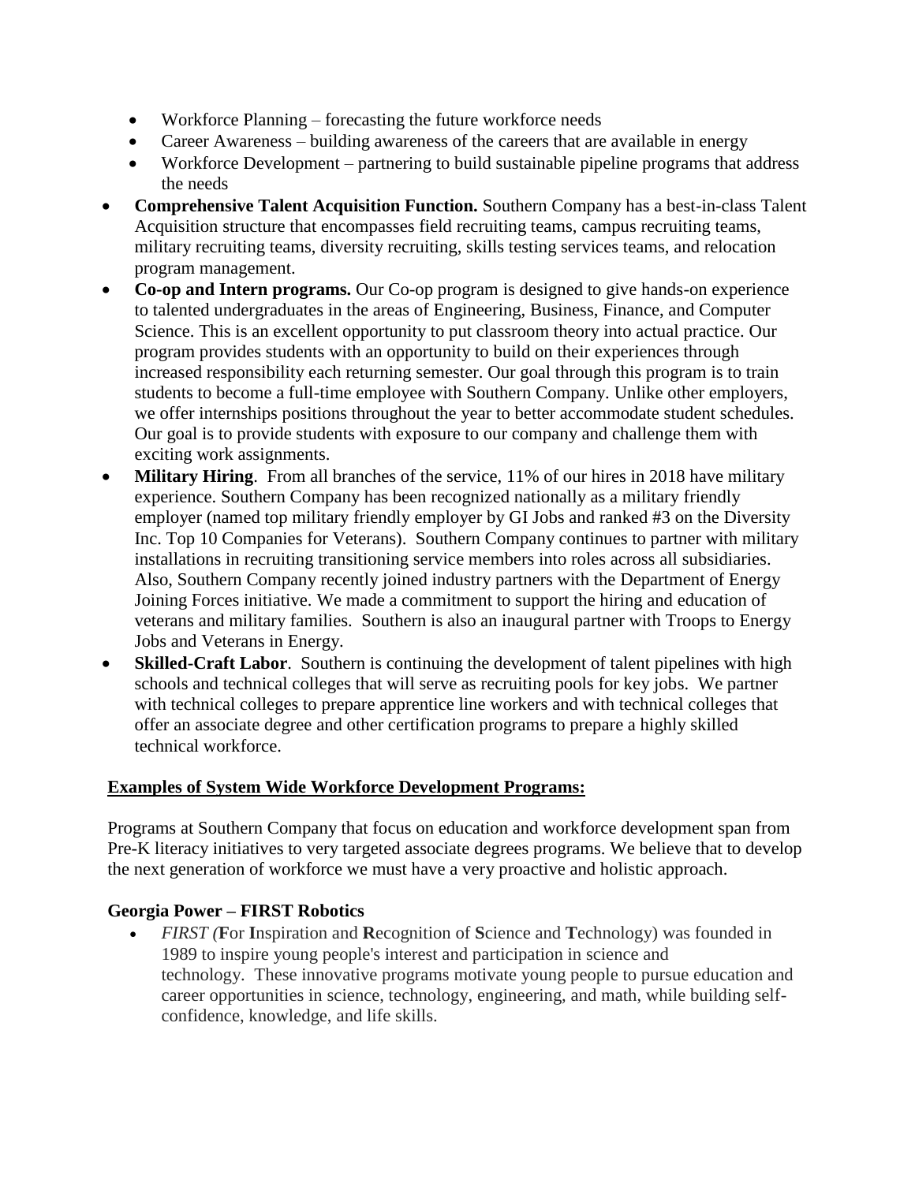- Workforce Planning – forecasting the future workforce needs
  - Career Awareness – building awareness of the careers that are available in energy
  - Workforce Development – partnering to build sustainable pipeline programs that address the needs
- **Comprehensive Talent Acquisition Function.** Southern Company has a best-in-class Talent Acquisition structure that encompasses field recruiting teams, campus recruiting teams, military recruiting teams, diversity recruiting, skills testing services teams, and relocation program management.
- **Co-op and Intern programs.** Our Co-op program is designed to give hands-on experience to talented undergraduates in the areas of Engineering, Business, Finance, and Computer Science. This is an excellent opportunity to put classroom theory into actual practice. Our program provides students with an opportunity to build on their experiences through increased responsibility each returning semester. Our goal through this program is to train students to become a full-time employee with Southern Company. Unlike other employers, we offer internships positions throughout the year to better accommodate student schedules. Our goal is to provide students with exposure to our company and challenge them with exciting work assignments.
- **Military Hiring**. From all branches of the service, 11% of our hires in 2018 have military experience. Southern Company has been recognized nationally as a military friendly employer (named top military friendly employer by GI Jobs and ranked #3 on the Diversity Inc. Top 10 Companies for Veterans). Southern Company continues to partner with military installations in recruiting transitioning service members into roles across all subsidiaries. Also, Southern Company recently joined industry partners with the Department of Energy Joining Forces initiative. We made a commitment to support the hiring and education of veterans and military families. Southern is also an inaugural partner with Troops to Energy Jobs and Veterans in Energy.
- **Skilled-Craft Labor**. Southern is continuing the development of talent pipelines with high schools and technical colleges that will serve as recruiting pools for key jobs. We partner with technical colleges to prepare apprentice line workers and with technical colleges that offer an associate degree and other certification programs to prepare a highly skilled technical workforce.

**<u>Examples of System Wide Workforce Development Programs:</u>**

Programs at Southern Company that focus on education and workforce development span from Pre-K literacy initiatives to very targeted associate degrees programs. We believe that to develop the next generation of workforce we must have a very proactive and holistic approach.

**Georgia Power – FIRST Robotics**

- *FIRST (***F**or **I**nspiration and **R**ecognition of **S**cience and **T**echnology) was founded in 1989 to inspire young people's interest and participation in science and technology. These innovative programs motivate young people to pursue education and career opportunities in science, technology, engineering, and math, while building self-confidence, knowledge, and life skills.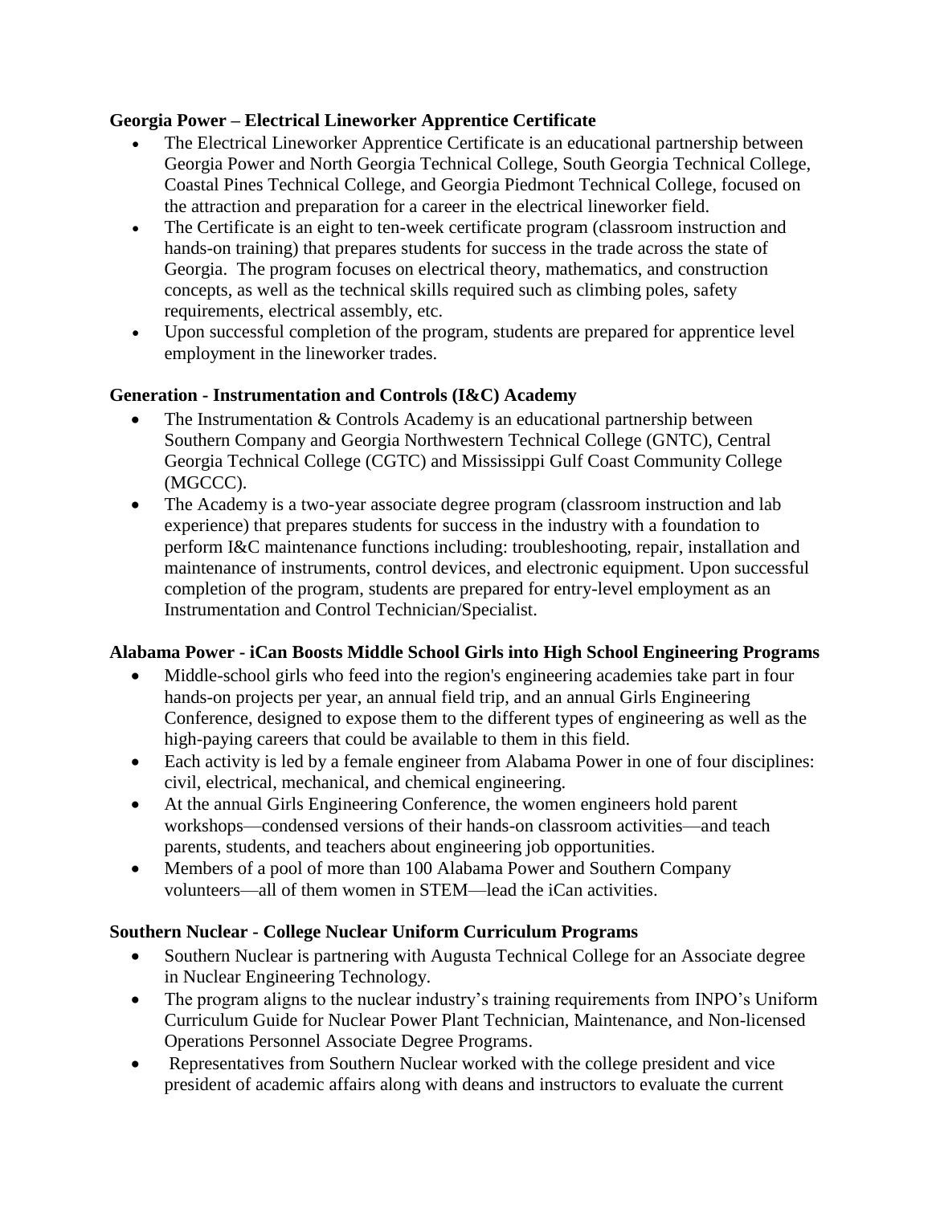**Georgia Power – Electrical Lineworker Apprentice Certificate**

- The Electrical Lineworker Apprentice Certificate is an educational partnership between Georgia Power and North Georgia Technical College, South Georgia Technical College, Coastal Pines Technical College, and Georgia Piedmont Technical College, focused on the attraction and preparation for a career in the electrical lineworker field.
- The Certificate is an eight to ten-week certificate program (classroom instruction and hands-on training) that prepares students for success in the trade across the state of Georgia. The program focuses on electrical theory, mathematics, and construction concepts, as well as the technical skills required such as climbing poles, safety requirements, electrical assembly, etc.
- Upon successful completion of the program, students are prepared for apprentice level employment in the lineworker trades.

**Generation - Instrumentation and Controls (I&C) Academy**

- The Instrumentation & Controls Academy is an educational partnership between Southern Company and Georgia Northwestern Technical College (GNTC), Central Georgia Technical College (CGTC) and Mississippi Gulf Coast Community College (MGCCC).
- The Academy is a two-year associate degree program (classroom instruction and lab experience) that prepares students for success in the industry with a foundation to perform I&C maintenance functions including: troubleshooting, repair, installation and maintenance of instruments, control devices, and electronic equipment. Upon successful completion of the program, students are prepared for entry-level employment as an Instrumentation and Control Technician/Specialist.

**Alabama Power - iCan Boosts Middle School Girls into High School Engineering Programs**

- Middle-school girls who feed into the region's engineering academies take part in four hands-on projects per year, an annual field trip, and an annual Girls Engineering Conference, designed to expose them to the different types of engineering as well as the high-paying careers that could be available to them in this field.
- Each activity is led by a female engineer from Alabama Power in one of four disciplines: civil, electrical, mechanical, and chemical engineering.
- At the annual Girls Engineering Conference, the women engineers hold parent workshops—condensed versions of their hands-on classroom activities—and teach parents, students, and teachers about engineering job opportunities.
- Members of a pool of more than 100 Alabama Power and Southern Company volunteers—all of them women in STEM—lead the iCan activities.

**Southern Nuclear - College Nuclear Uniform Curriculum Programs**

- Southern Nuclear is partnering with Augusta Technical College for an Associate degree in Nuclear Engineering Technology.
- The program aligns to the nuclear industry's training requirements from INPO's Uniform Curriculum Guide for Nuclear Power Plant Technician, Maintenance, and Non-licensed Operations Personnel Associate Degree Programs.
- Representatives from Southern Nuclear worked with the college president and vice president of academic affairs along with deans and instructors to evaluate the current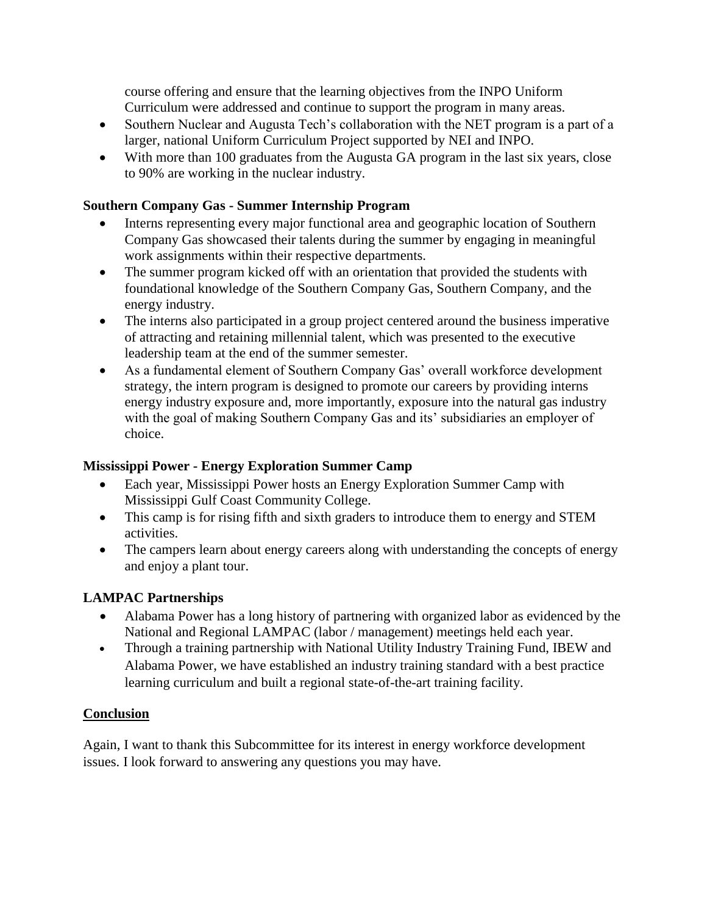course offering and ensure that the learning objectives from the INPO Uniform Curriculum were addressed and continue to support the program in many areas.

- Southern Nuclear and Augusta Tech's collaboration with the NET program is a part of a larger, national Uniform Curriculum Project supported by NEI and INPO.
- With more than 100 graduates from the Augusta GA program in the last six years, close to 90% are working in the nuclear industry.

**Southern Company Gas - Summer Internship Program**

- Interns representing every major functional area and geographic location of Southern Company Gas showcased their talents during the summer by engaging in meaningful work assignments within their respective departments.
- The summer program kicked off with an orientation that provided the students with foundational knowledge of the Southern Company Gas, Southern Company, and the energy industry.
- The interns also participated in a group project centered around the business imperative of attracting and retaining millennial talent, which was presented to the executive leadership team at the end of the summer semester.
- As a fundamental element of Southern Company Gas' overall workforce development strategy, the intern program is designed to promote our careers by providing interns energy industry exposure and, more importantly, exposure into the natural gas industry with the goal of making Southern Company Gas and its' subsidiaries an employer of choice.

**Mississippi Power - Energy Exploration Summer Camp**

- Each year, Mississippi Power hosts an Energy Exploration Summer Camp with Mississippi Gulf Coast Community College.
- This camp is for rising fifth and sixth graders to introduce them to energy and STEM activities.
- The campers learn about energy careers along with understanding the concepts of energy and enjoy a plant tour.

**LAMPAC Partnerships**

- Alabama Power has a long history of partnering with organized labor as evidenced by the National and Regional LAMPAC (labor / management) meetings held each year.
- Through a training partnership with National Utility Industry Training Fund, IBEW and Alabama Power, we have established an industry training standard with a best practice learning curriculum and built a regional state-of-the-art training facility.

**Conclusion**

Again, I want to thank this Subcommittee for its interest in energy workforce development issues. I look forward to answering any questions you may have.